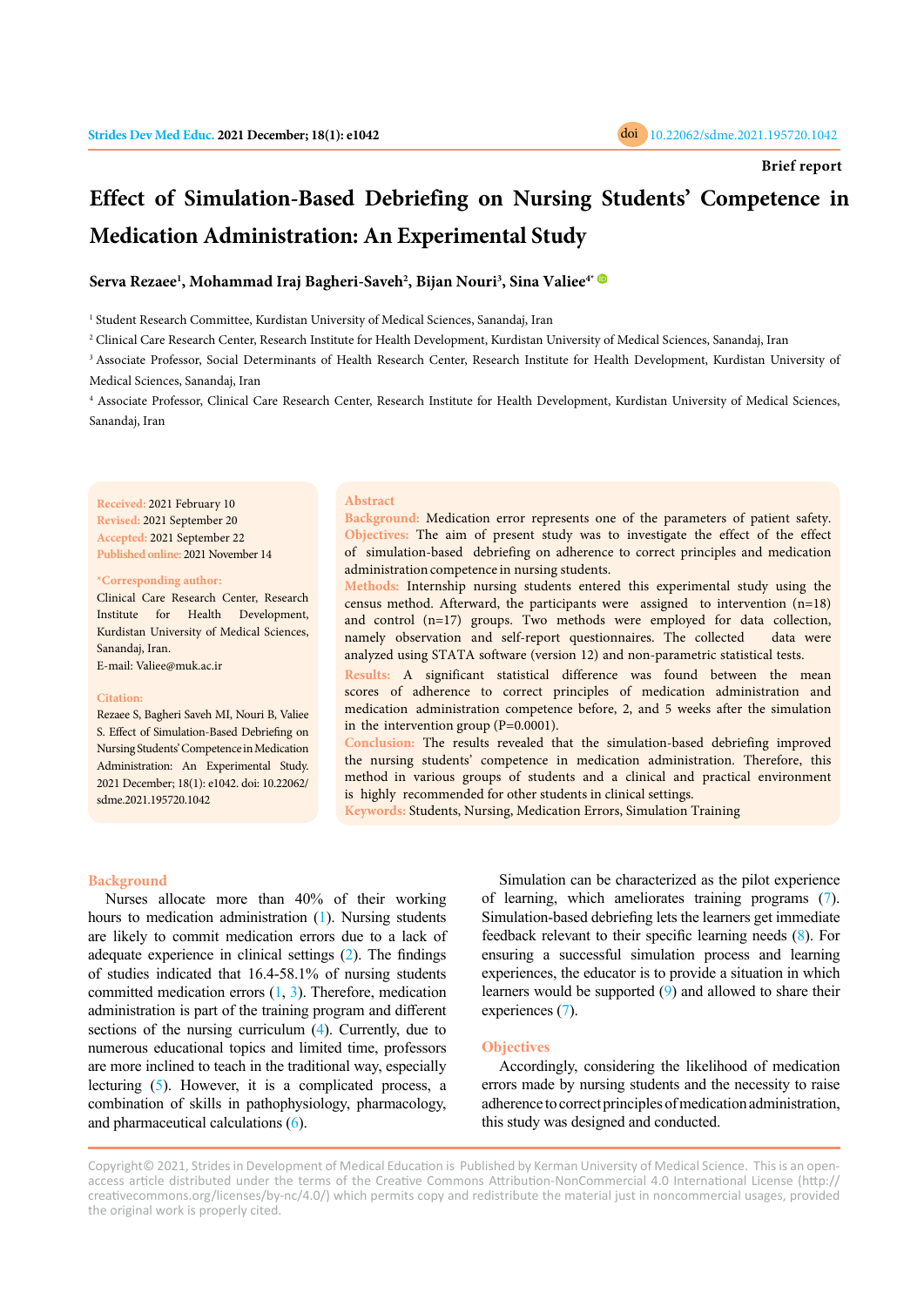Brief report

# Effect of Simulation-Based Debriefing on Nursing Students' Competence in Medication Administration: An Experimental Study

**Serva Rezaee[1], Mohammad Iraj Bagheri-Saveh[2], Bijan Nouri[3], Sina Valiee[4*]**

[1] Student Research Committee, Kurdistan University of Medical Sciences, Sanandaj, Iran

[2] Clinical Care Research Center, Research Institute for Health Development, Kurdistan University of Medical Sciences, Sanandaj, Iran

[3] Associate Professor, Social Determinants of Health Research Center, Research Institute for Health Development, Kurdistan University of Medical Sciences, Sanandaj, Iran

[4] Associate Professor, Clinical Care Research Center, Research Institute for Health Development, Kurdistan University of Medical Sciences, Sanandaj, Iran

**Received:** 2021 February 10
**Revised:** 2021 September 20
**Accepted:** 2021 September 22
**Published online:** 2021 November 14

**\*Corresponding author:**
Clinical Care Research Center, Research Institute for Health Development, Kurdistan University of Medical Sciences, Sanandaj, Iran.
E-mail: Valiee@muk.ac.ir

**Citation:**
Rezaee S, Bagheri Saveh MI, Nouri B, Valiee S. Effect of Simulation-Based Debriefing on Nursing Students' Competence in Medication Administration: An Experimental Study. 2021 December; 18(1): e1042. doi: 10.22062/sdme.2021.195720.1042

## Abstract

**Background:** Medication error represents one of the parameters of patient safety.

**Objectives:** The aim of present study was to investigate the effect of the effect of simulation-based debriefing on adherence to correct principles and medication administration competence in nursing students.

**Methods:** Internship nursing students entered this experimental study using the census method. Afterward, the participants were assigned to intervention (n=18) and control (n=17) groups. Two methods were employed for data collection, namely observation and self-report questionnaires. The collected data were analyzed using STATA software (version 12) and non-parametric statistical tests.

**Results:** A significant statistical difference was found between the mean scores of adherence to correct principles of medication administration and medication administration competence before, 2, and 5 weeks after the simulation in the intervention group (P=0.0001).

**Conclusion:** The results revealed that the simulation-based debriefing improved the nursing students' competence in medication administration. Therefore, this method in various groups of students and a clinical and practical environment is highly recommended for other students in clinical settings.

**Keywords:** Students, Nursing, Medication Errors, Simulation Training

## Background

Nurses allocate more than 40% of their working hours to medication administration (1). Nursing students are likely to commit medication errors due to a lack of adequate experience in clinical settings (2). The findings of studies indicated that 16.4-58.1% of nursing students committed medication errors (1, 3). Therefore, medication administration is part of the training program and different sections of the nursing curriculum (4). Currently, due to numerous educational topics and limited time, professors are more inclined to teach in the traditional way, especially lecturing (5). However, it is a complicated process, a combination of skills in pathophysiology, pharmacology, and pharmaceutical calculations (6).

Simulation can be characterized as the pilot experience of learning, which ameliorates training programs (7). Simulation-based debriefing lets the learners get immediate feedback relevant to their specific learning needs (8). For ensuring a successful simulation process and learning experiences, the educator is to provide a situation in which learners would be supported (9) and allowed to share their experiences (7).

## Objectives

Accordingly, considering the likelihood of medication errors made by nursing students and the necessity to raise adherence to correct principles of medication administration, this study was designed and conducted.

Copyright© 2021, Strides in Development of Medical Education is Published by Kerman University of Medical Science. This is an open-access article distributed under the terms of the Creative Commons Attribution-NonCommercial 4.0 International License (http://creativecommons.org/licenses/by-nc/4.0/) which permits copy and redistribute the material just in noncommercial usages, provided the original work is properly cited.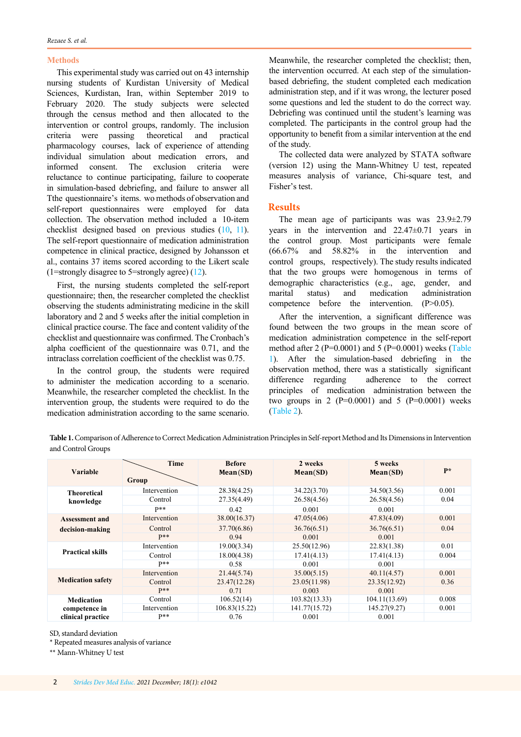## Methods

This experimental study was carried out on 43 internship nursing students of Kurdistan University of Medical Sciences, Kurdistan, Iran, within September 2019 to February 2020. The study subjects were selected through the census method and then allocated to the intervention or control groups, randomly. The inclusion criteria were passing theoretical and practical pharmacology courses, lack of experience of attending individual simulation about medication errors, and informed consent. The exclusion criteria were reluctance to continue participating, failure to cooperate in simulation-based debriefing, and failure to answer all Tthe questionnaire's items. wo methods of observation and self-report questionnaires were employed for data collection. The observation method included a 10-item checklist designed based on previous studies (10, 11). The self-report questionnaire of medication administration competence in clinical practice, designed by Johansson et al., contains 37 items scored according to the Likert scale (1=strongly disagree to 5=strongly agree) (12).

First, the nursing students completed the self-report questionnaire; then, the researcher completed the checklist observing the students administrating medicine in the skill laboratory and 2 and 5 weeks after the initial completion in clinical practice course. The face and content validity of the checklist and questionnaire was confirmed. The Cronbach's alpha coefficient of the questionnaire was 0.71, and the intraclass correlation coefficient of the checklist was 0.75.

In the control group, the students were required to administer the medication according to a scenario. Meanwhile, the researcher completed the checklist. In the intervention group, the students were required to do the medication administration according to the same scenario. Meanwhile, the researcher completed the checklist; then, the intervention occurred. At each step of the simulation-based debriefing, the student completed each medication administration step, and if it was wrong, the lecturer posed some questions and led the student to do the correct way. Debriefing was continued until the student's learning was completed. The participants in the control group had the opportunity to benefit from a similar intervention at the end of the study.

The collected data were analyzed by STATA software (version 12) using the Mann-Whitney U test, repeated measures analysis of variance, Chi-square test, and Fisher's test.

## Results

The mean age of participants was was 23.9±2.79 years in the intervention and 22.47±0.71 years in the control group. Most participants were female (66.67% and 58.82% in the intervention and control groups, respectively). The study results indicated that the two groups were homogenous in terms of demographic characteristics (e.g., age, gender, and marital status) and medication administration competence before the intervention. ($P>0.05$).

After the intervention, a significant difference was found between the two groups in the mean score of medication administration competence in the self-report method after 2 (P=0.0001) and 5 (P=0.0001) weeks (Table 1). After the simulation-based debriefing in the observation method, there was a statistically significant difference regarding adherence to the correct principles of medication administration between the two groups in 2 (P=0.0001) and 5 (P=0.0001) weeks (Table 2).

**Table 1.** Comparison of Adherence to Correct Medication Administration Principles in Self-report Method and Its Dimensions in Intervention and Control Groups

| Variable | Time / Group | Before Mean (SD) | 2 weeks Mean(SD) | 5 weeks Mean (SD) | P* |
|---|---|---|---|---|---|
| Theoretical knowledge | Intervention | 28.38(4.25) | 34.22(3.70) | 34.50(3.56) | 0.001 |
| | Control | 27.35(4.49) | 26.58(4.56) | 26.58(4.56) | 0.04 |
| | P** | 0.42 | 0.001 | 0.001 | |
| Assessment and decision-making | Intervention | 38.00(16.37) | 47.05(4.06) | 47.83(4.09) | 0.001 |
| | Control | 37.70(6.86) | 36.76(6.51) | 36.76(6.51) | 0.04 |
| | P** | 0.94 | 0.001 | 0.001 | |
| Practical skills | Intervention | 19.00(3.34) | 25.50(12.96) | 22.83(1.38) | 0.01 |
| | Control | 18.00(4.38) | 17.41(4.13) | 17.41(4.13) | 0.004 |
| | P** | 0.58 | 0.001 | 0.001 | |
| Medication safety | Intervention | 21.44(5.74) | 35.00(5.15) | 40.11(4.57) | 0.001 |
| | Control | 23.47(12.28) | 23.05(11.98) | 23.35(12.92) | 0.36 |
| | P** | 0.71 | 0.003 | 0.001 | |
| Medication competence in clinical practice | Control | 106.52(14) | 103.82(13.33) | 104.11(13.69) | 0.008 |
| | Intervention | 106.83(15.22) | 141.77(15.72) | 145.27(9.27) | 0.001 |
| | P** | 0.76 | 0.001 | 0.001 | |

SD, standard deviation

\* Repeated measures analysis of variance

\*\* Mann-Whitney U test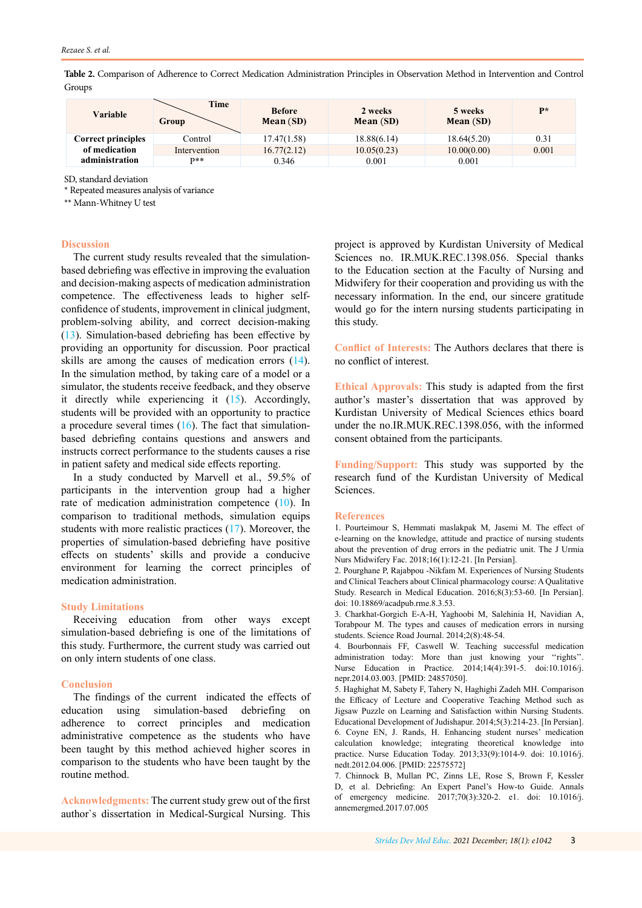**Table 2.** Comparison of Adherence to Correct Medication Administration Principles in Observation Method in Intervention and Control Groups

| Variable | Time / Group | Before Mean (SD) | 2 weeks Mean (SD) | 5 weeks Mean (SD) | P* |
|---|---|---|---|---|---|
| Correct principles of medication administration | Control | 17.47(1.58) | 18.88(6.14) | 18.64(5.20) | 0.31 |
| | Intervention | 16.77(2.12) | 10.05(0.23) | 10.00(0.00) | 0.001 |
| | P** | 0.346 | 0.001 | 0.001 | |

SD, standard deviation
* Repeated measures analysis of variance
** Mann-Whitney U test

## Discussion

The current study results revealed that the simulation-based debriefing was effective in improving the evaluation and decision-making aspects of medication administration competence. The effectiveness leads to higher self-confidence of students, improvement in clinical judgment, problem-solving ability, and correct decision-making (13). Simulation-based debriefing has been effective by providing an opportunity for discussion. Poor practical skills are among the causes of medication errors (14). In the simulation method, by taking care of a model or a simulator, the students receive feedback, and they observe it directly while experiencing it (15). Accordingly, students will be provided with an opportunity to practice a procedure several times (16). The fact that simulation-based debriefing contains questions and answers and instructs correct performance to the students causes a rise in patient safety and medical side effects reporting.

In a study conducted by Marvell et al., 59.5% of participants in the intervention group had a higher rate of medication administration competence (10). In comparison to traditional methods, simulation equips students with more realistic practices (17). Moreover, the properties of simulation-based debriefing have positive effects on students' skills and provide a conducive environment for learning the correct principles of medication administration.

## Study Limitations

Receiving education from other ways except simulation-based debriefing is one of the limitations of this study. Furthermore, the current study was carried out on only intern students of one class.

## Conclusion

The findings of the current indicated the effects of education using simulation-based debriefing on adherence to correct principles and medication administrative competence as the students who have been taught by this method achieved higher scores in comparison to the students who have been taught by the routine method.

**Acknowledgments:** The current study grew out of the first author`s dissertation in Medical-Surgical Nursing. This project is approved by Kurdistan University of Medical Sciences no. IR.MUK.REC.1398.056. Special thanks to the Education section at the Faculty of Nursing and Midwifery for their cooperation and providing us with the necessary information. In the end, our sincere gratitude would go for the intern nursing students participating in this study.

**Conflict of Interests:** The Authors declares that there is no conflict of interest.

**Ethical Approvals:** This study is adapted from the first author's master's dissertation that was approved by Kurdistan University of Medical Sciences ethics board under the no.IR.MUK.REC.1398.056, with the informed consent obtained from the participants.

**Funding/Support:** This study was supported by the research fund of the Kurdistan University of Medical Sciences.

## References

1. Pourteimour S, Hemmati maslakpak M, Jasemi M. The effect of e-learning on the knowledge, attitude and practice of nursing students about the prevention of drug errors in the pediatric unit. The J Urmia Nurs Midwifery Fac. 2018;16(1):12-21. [In Persian].
2. Pourghane P, Rajabpou -Nikfam M. Experiences of Nursing Students and Clinical Teachers about Clinical pharmacology course: A Qualitative Study. Research in Medical Education. 2016;8(3):53-60. [In Persian]. doi: 10.18869/acadpub.rme.8.3.53.
3. Charkhat-Gorgich E-A-H, Yaghoobi M, Salehinia H, Navidian A, Torabpour M. The types and causes of medication errors in nursing students. Science Road Journal. 2014;2(8):48-54.
4. Bourbonnais FF, Caswell W. Teaching successful medication administration today: More than just knowing your "rights". Nurse Education in Practice. 2014;14(4):391-5. doi:10.1016/j.nepr.2014.03.003. [PMID: 24857050].
5. Haghighat M, Sabety F, Tahery N, Haghighi Zadeh MH. Comparison the Efficacy of Lecture and Cooperative Teaching Method such as Jigsaw Puzzle on Learning and Satisfaction within Nursing Students. Educational Development of Judishapur. 2014;5(3):214-23. [In Persian].
6. Coyne EN, J. Rands, H. Enhancing student nurses' medication calculation knowledge; integrating theoretical knowledge into practice. Nurse Education Today. 2013;33(9):1014-9. doi: 10.1016/j.nedt.2012.04.006. [PMID: 22575572]
7. Chinnock B, Mullan PC, Zinns LE, Rose S, Brown F, Kessler D, et al. Debriefing: An Expert Panel's How-to Guide. Annals of emergency medicine. 2017;70(3):320-2. e1. doi: 10.1016/j.annemergmed.2017.07.005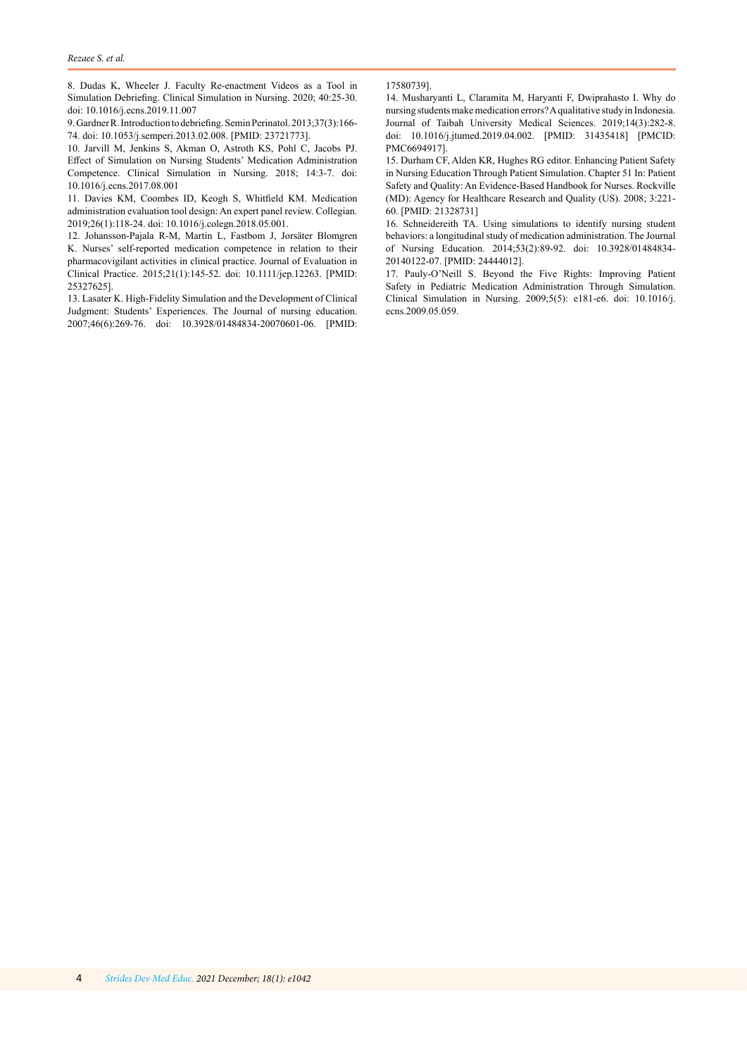8. Dudas K, Wheeler J. Faculty Re-enactment Videos as a Tool in Simulation Debriefing. Clinical Simulation in Nursing. 2020; 40:25-30. doi: 10.1016/j.ecns.2019.11.007

9. Gardner R. Introduction to debriefing. Semin Perinatol. 2013;37(3):166-74. doi: 10.1053/j.semperi.2013.02.008. [PMID: 23721773].

10. Jarvill M, Jenkins S, Akman O, Astroth KS, Pohl C, Jacobs PJ. Effect of Simulation on Nursing Students' Medication Administration Competence. Clinical Simulation in Nursing. 2018; 14:3-7. doi: 10.1016/j.ecns.2017.08.001

11. Davies KM, Coombes ID, Keogh S, Whitfield KM. Medication administration evaluation tool design: An expert panel review. Collegian. 2019;26(1):118-24. doi: 10.1016/j.colegn.2018.05.001.

12. Johansson-Pajala R-M, Martin L, Fastbom J, Jorsäter Blomgren K. Nurses' self-reported medication competence in relation to their pharmacovigilant activities in clinical practice. Journal of Evaluation in Clinical Practice. 2015;21(1):145-52. doi: 10.1111/jep.12263. [PMID: 25327625].

13. Lasater K. High-Fidelity Simulation and the Development of Clinical Judgment: Students' Experiences. The Journal of nursing education. 2007;46(6):269-76. doi: 10.3928/01484834-20070601-06. [PMID: 17580739].

14. Musharyanti L, Claramita M, Haryanti F, Dwiprahasto I. Why do nursing students make medication errors? A qualitative study in Indonesia. Journal of Taibah University Medical Sciences. 2019;14(3):282-8. doi: 10.1016/j.jtumed.2019.04.002. [PMID: 31435418] [PMCID: PMC6694917].

15. Durham CF, Alden KR, Hughes RG editor. Enhancing Patient Safety in Nursing Education Through Patient Simulation. Chapter 51 In: Patient Safety and Quality: An Evidence-Based Handbook for Nurses. Rockville (MD): Agency for Healthcare Research and Quality (US). 2008; 3:221-60. [PMID: 21328731]

16. Schneidereith TA. Using simulations to identify nursing student behaviors: a longitudinal study of medication administration. The Journal of Nursing Education. 2014;53(2):89-92. doi: 10.3928/01484834-20140122-07. [PMID: 24444012].

17. Pauly-O'Neill S. Beyond the Five Rights: Improving Patient Safety in Pediatric Medication Administration Through Simulation. Clinical Simulation in Nursing. 2009;5(5): e181-e6. doi: 10.1016/j.ecns.2009.05.059.